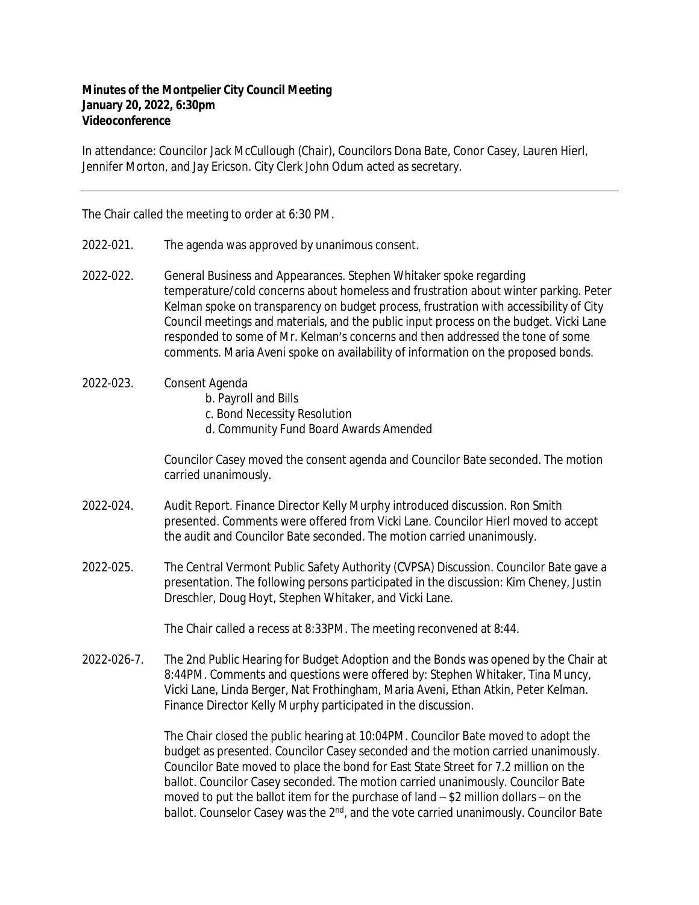**Minutes of the Montpelier City Council Meeting**
**January 20, 2022, 6:30pm**
**Videoconference**

In attendance: Councilor Jack McCullough (Chair), Councilors Dona Bate, Conor Casey, Lauren Hierl, Jennifer Morton, and Jay Ericson. City Clerk John Odum acted as secretary.

---

The Chair called the meeting to order at 6:30 PM.

2022-021. The agenda was approved by unanimous consent.

2022-022. General Business and Appearances. Stephen Whitaker spoke regarding temperature/cold concerns about homeless and frustration about winter parking. Peter Kelman spoke on transparency on budget process, frustration with accessibility of City Council meetings and materials, and the public input process on the budget. Vicki Lane responded to some of Mr. Kelman's concerns and then addressed the tone of some comments. Maria Aveni spoke on availability of information on the proposed bonds.

2022-023. Consent Agenda

- b. Payroll and Bills
- c. Bond Necessity Resolution
- d. Community Fund Board Awards Amended

Councilor Casey moved the consent agenda and Councilor Bate seconded. The motion carried unanimously.

2022-024. Audit Report. Finance Director Kelly Murphy introduced discussion. Ron Smith presented. Comments were offered from Vicki Lane. Councilor Hierl moved to accept the audit and Councilor Bate seconded. The motion carried unanimously.

2022-025. The Central Vermont Public Safety Authority (CVPSA) Discussion. Councilor Bate gave a presentation. The following persons participated in the discussion: Kim Cheney, Justin Dreschler, Doug Hoyt, Stephen Whitaker, and Vicki Lane.

The Chair called a recess at 8:33PM. The meeting reconvened at 8:44.

2022-026-7. The 2nd Public Hearing for Budget Adoption and the Bonds was opened by the Chair at 8:44PM. Comments and questions were offered by: Stephen Whitaker, Tina Muncy, Vicki Lane, Linda Berger, Nat Frothingham, Maria Aveni, Ethan Atkin, Peter Kelman. Finance Director Kelly Murphy participated in the discussion.

The Chair closed the public hearing at 10:04PM. Councilor Bate moved to adopt the budget as presented. Councilor Casey seconded and the motion carried unanimously. Councilor Bate moved to place the bond for East State Street for 7.2 million on the ballot. Councilor Casey seconded. The motion carried unanimously. Councilor Bate moved to put the ballot item for the purchase of land – $2 million dollars – on the ballot. Counselor Casey was the 2nd, and the vote carried unanimously. Councilor Bate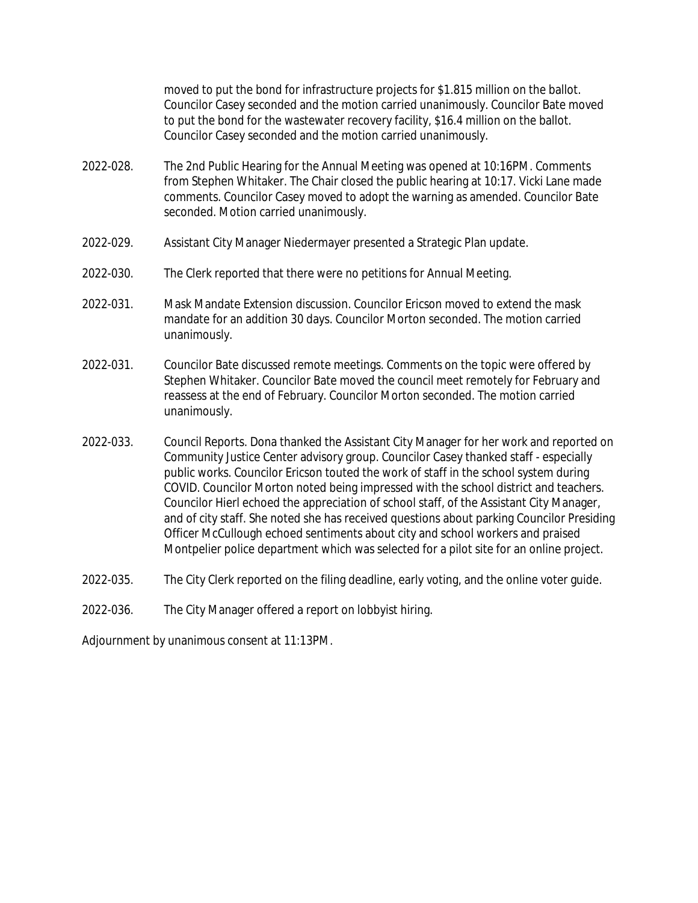moved to put the bond for infrastructure projects for $1.815 million on the ballot. Councilor Casey seconded and the motion carried unanimously. Councilor Bate moved to put the bond for the wastewater recovery facility, $16.4 million on the ballot. Councilor Casey seconded and the motion carried unanimously.

2022-028. The 2nd Public Hearing for the Annual Meeting was opened at 10:16PM. Comments from Stephen Whitaker. The Chair closed the public hearing at 10:17. Vicki Lane made comments. Councilor Casey moved to adopt the warning as amended. Councilor Bate seconded. Motion carried unanimously.

2022-029. Assistant City Manager Niedermayer presented a Strategic Plan update.

2022-030. The Clerk reported that there were no petitions for Annual Meeting.

2022-031. Mask Mandate Extension discussion. Councilor Ericson moved to extend the mask mandate for an addition 30 days. Councilor Morton seconded. The motion carried unanimously.

2022-031. Councilor Bate discussed remote meetings. Comments on the topic were offered by Stephen Whitaker. Councilor Bate moved the council meet remotely for February and reassess at the end of February. Councilor Morton seconded. The motion carried unanimously.

2022-033. Council Reports. Dona thanked the Assistant City Manager for her work and reported on Community Justice Center advisory group. Councilor Casey thanked staff - especially public works. Councilor Ericson touted the work of staff in the school system during COVID. Councilor Morton noted being impressed with the school district and teachers. Councilor Hierl echoed the appreciation of school staff, of the Assistant City Manager, and of city staff. She noted she has received questions about parking Councilor Presiding Officer McCullough echoed sentiments about city and school workers and praised Montpelier police department which was selected for a pilot site for an online project.

2022-035. The City Clerk reported on the filing deadline, early voting, and the online voter guide.

2022-036. The City Manager offered a report on lobbyist hiring.

Adjournment by unanimous consent at 11:13PM.